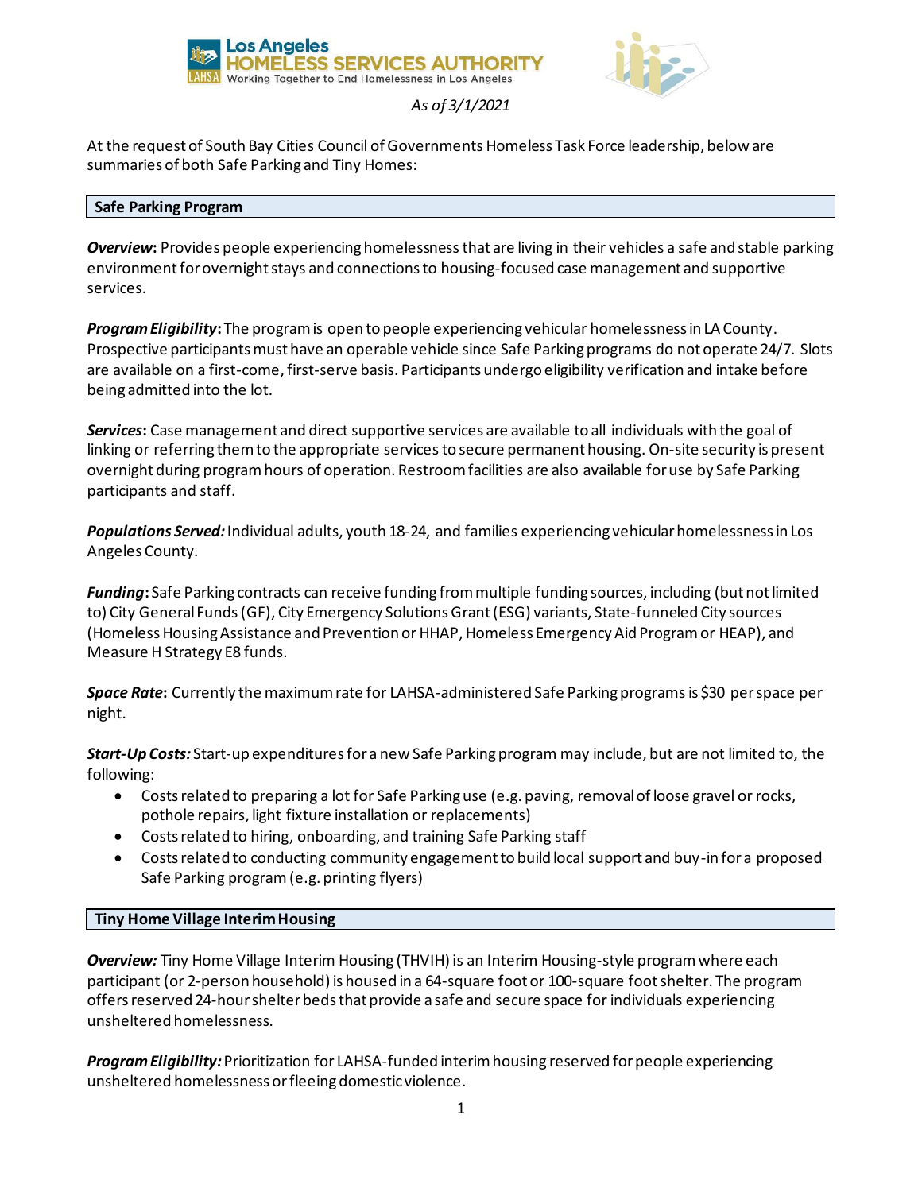Los Angeles HOMELESS SERVICES AUTHORITY
Working Together to End Homelessness in Los Angeles

*As of 3/1/2021*

At the request of South Bay Cities Council of Governments Homeless Task Force leadership, below are summaries of both Safe Parking and Tiny Homes:

## Safe Parking Program

***Overview*:** Provides people experiencing homelessness that are living in their vehicles a safe and stable parking environment for overnight stays and connections to housing-focused case management and supportive services.

***Program Eligibility*:** The program is open to people experiencing vehicular homelessness in LA County. Prospective participants must have an operable vehicle since Safe Parking programs do not operate 24/7. Slots are available on a first-come, first-serve basis. Participants undergo eligibility verification and intake before being admitted into the lot.

***Services*:** Case management and direct supportive services are available to all individuals with the goal of linking or referring them to the appropriate services to secure permanent housing. On-site security is present overnight during program hours of operation. Restroom facilities are also available for use by Safe Parking participants and staff.

***Populations Served:*** Individual adults, youth 18-24, and families experiencing vehicular homelessness in Los Angeles County.

***Funding*:** Safe Parking contracts can receive funding from multiple funding sources, including (but not limited to) City General Funds (GF), City Emergency Solutions Grant (ESG) variants, State-funneled City sources (Homeless Housing Assistance and Prevention or HHAP, Homeless Emergency Aid Program or HEAP), and Measure H Strategy E8 funds.

***Space Rate*:** Currently the maximum rate for LAHSA-administered Safe Parking programs is $30 per space per night.

***Start-Up Costs:*** Start-up expenditures for a new Safe Parking program may include, but are not limited to, the following:

- Costs related to preparing a lot for Safe Parking use (e.g. paving, removal of loose gravel or rocks, pothole repairs, light fixture installation or replacements)
- Costs related to hiring, onboarding, and training Safe Parking staff
- Costs related to conducting community engagement to build local support and buy-in for a proposed Safe Parking program (e.g. printing flyers)

## Tiny Home Village Interim Housing

***Overview:*** Tiny Home Village Interim Housing (THVIH) is an Interim Housing-style program where each participant (or 2-person household) is housed in a 64-square foot or 100-square foot shelter. The program offers reserved 24-hour shelter beds that provide a safe and secure space for individuals experiencing unsheltered homelessness.

***Program Eligibility:*** Prioritization for LAHSA-funded interim housing reserved for people experiencing unsheltered homelessness or fleeing domestic violence.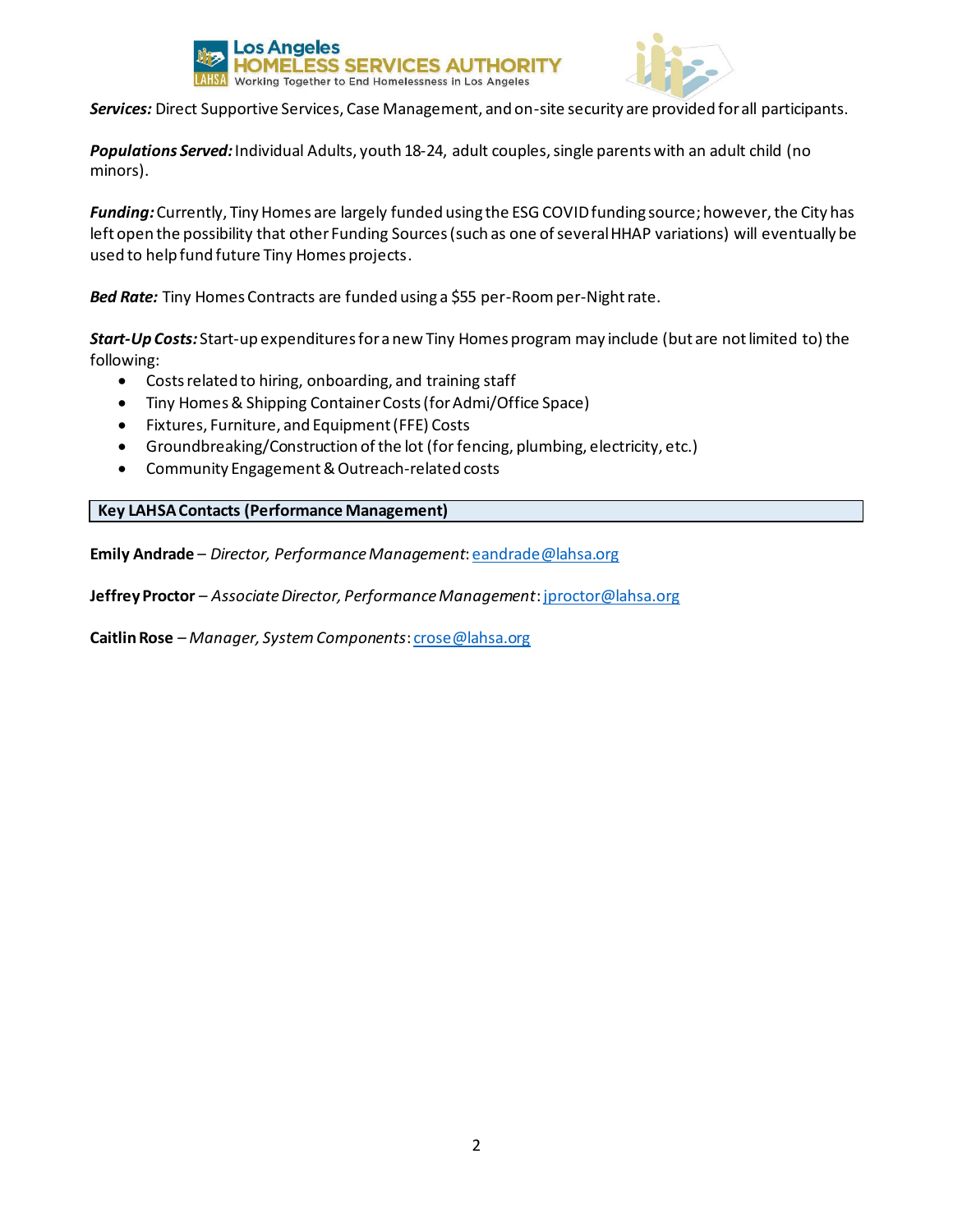***Services:*** Direct Supportive Services, Case Management, and on-site security are provided for all participants.

***Populations Served:*** Individual Adults, youth 18-24, adult couples, single parents with an adult child (no minors).

***Funding:*** Currently, Tiny Homes are largely funded using the ESG COVID funding source; however, the City has left open the possibility that other Funding Sources (such as one of several HHAP variations) will eventually be used to help fund future Tiny Homes projects.

***Bed Rate:*** Tiny Homes Contracts are funded using a $55 per-Room per-Night rate.

***Start-Up Costs:*** Start-up expenditures for a new Tiny Homes program may include (but are not limited to) the following:

- Costs related to hiring, onboarding, and training staff
- Tiny Homes & Shipping Container Costs (for Admi/Office Space)
- Fixtures, Furniture, and Equipment (FFE) Costs
- Groundbreaking/Construction of the lot (for fencing, plumbing, electricity, etc.)
- Community Engagement & Outreach-related costs

## Key LAHSA Contacts (Performance Management)

**Emily Andrade** – *Director, Performance Management*: eandrade@lahsa.org

**Jeffrey Proctor** – *Associate Director, Performance Management*: jproctor@lahsa.org

**Caitlin Rose** – *Manager, System Components*: crose@lahsa.org